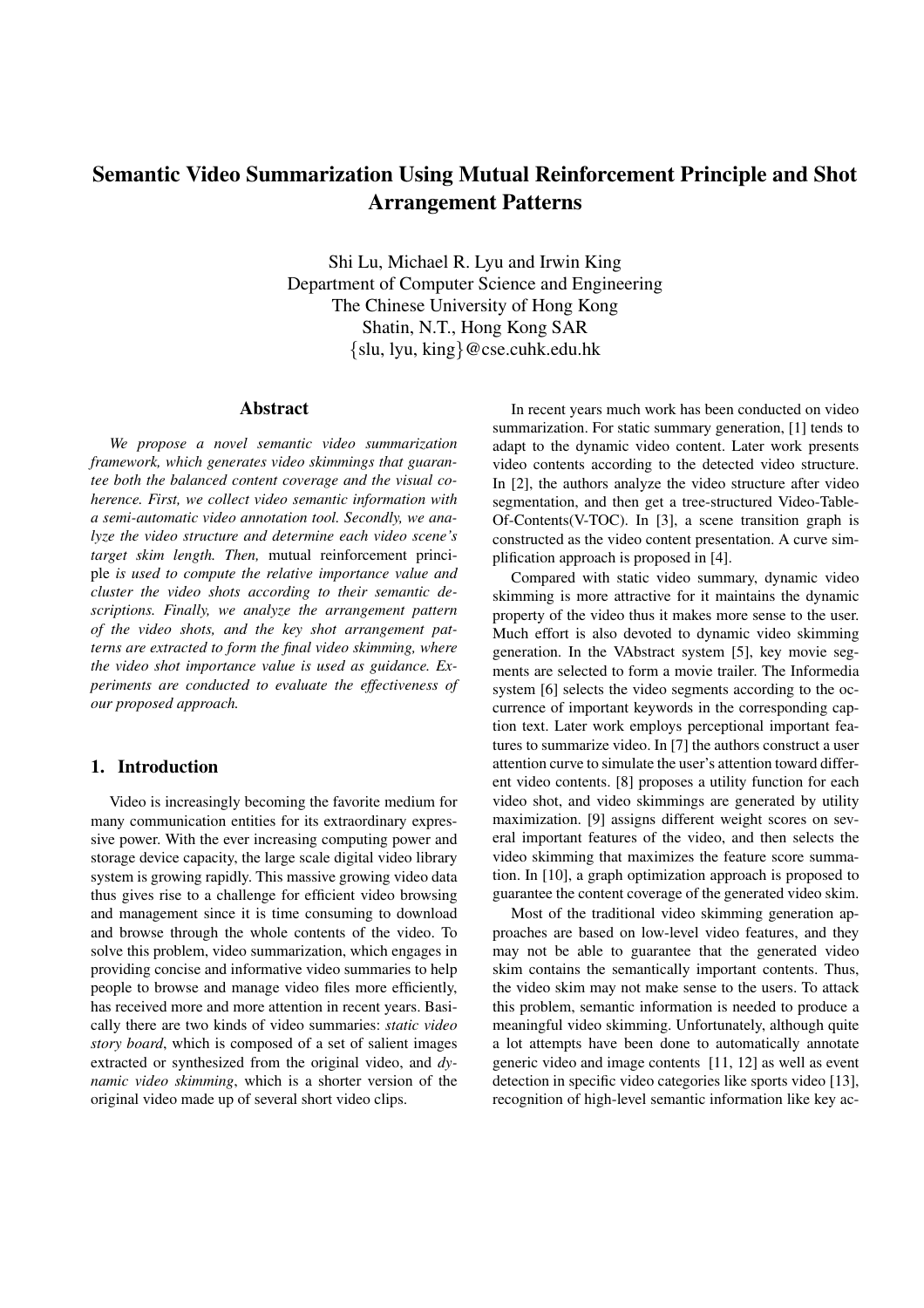# Semantic Video Summarization Using Mutual Reinforcement Principle and Shot Arrangement Patterns

Shi Lu, Michael R. Lyu and Irwin King
Department of Computer Science and Engineering
The Chinese University of Hong Kong
Shatin, N.T., Hong Kong SAR
{slu, lyu, king}@cse.cuhk.edu.hk

## Abstract

*We propose a novel semantic video summarization framework, which generates video skimmings that guarantee both the balanced content coverage and the visual coherence. First, we collect video semantic information with a semi-automatic video annotation tool. Secondly, we analyze the video structure and determine each video scene's target skim length. Then,* mutual reinforcement principle *is used to compute the relative importance value and cluster the video shots according to their semantic descriptions. Finally, we analyze the arrangement pattern of the video shots, and the key shot arrangement patterns are extracted to form the final video skimming, where the video shot importance value is used as guidance. Experiments are conducted to evaluate the effectiveness of our proposed approach.*

## 1. Introduction

Video is increasingly becoming the favorite medium for many communication entities for its extraordinary expressive power. With the ever increasing computing power and storage device capacity, the large scale digital video library system is growing rapidly. This massive growing video data thus gives rise to a challenge for efficient video browsing and management since it is time consuming to download and browse through the whole contents of the video. To solve this problem, video summarization, which engages in providing concise and informative video summaries to help people to browse and manage video files more efficiently, has received more and more attention in recent years. Basically there are two kinds of video summaries: *static video story board*, which is composed of a set of salient images extracted or synthesized from the original video, and *dynamic video skimming*, which is a shorter version of the original video made up of several short video clips.

In recent years much work has been conducted on video summarization. For static summary generation, [1] tends to adapt to the dynamic video content. Later work presents video contents according to the detected video structure. In [2], the authors analyze the video structure after video segmentation, and then get a tree-structured Video-Table-Of-Contents(V-TOC). In [3], a scene transition graph is constructed as the video content presentation. A curve simplification approach is proposed in [4].

Compared with static video summary, dynamic video skimming is more attractive for it maintains the dynamic property of the video thus it makes more sense to the user. Much effort is also devoted to dynamic video skimming generation. In the VAbstract system [5], key movie segments are selected to form a movie trailer. The Informedia system [6] selects the video segments according to the occurrence of important keywords in the corresponding caption text. Later work employs perceptional important features to summarize video. In [7] the authors construct a user attention curve to simulate the user's attention toward different video contents. [8] proposes a utility function for each video shot, and video skimmings are generated by utility maximization. [9] assigns different weight scores on several important features of the video, and then selects the video skimming that maximizes the feature score summation. In [10], a graph optimization approach is proposed to guarantee the content coverage of the generated video skim.

Most of the traditional video skimming generation approaches are based on low-level video features, and they may not be able to guarantee that the generated video skim contains the semantically important contents. Thus, the video skim may not make sense to the users. To attack this problem, semantic information is needed to produce a meaningful video skimming. Unfortunately, although quite a lot attempts have been done to automatically annotate generic video and image contents [11, 12] as well as event detection in specific video categories like sports video [13], recognition of high-level semantic information like key ac-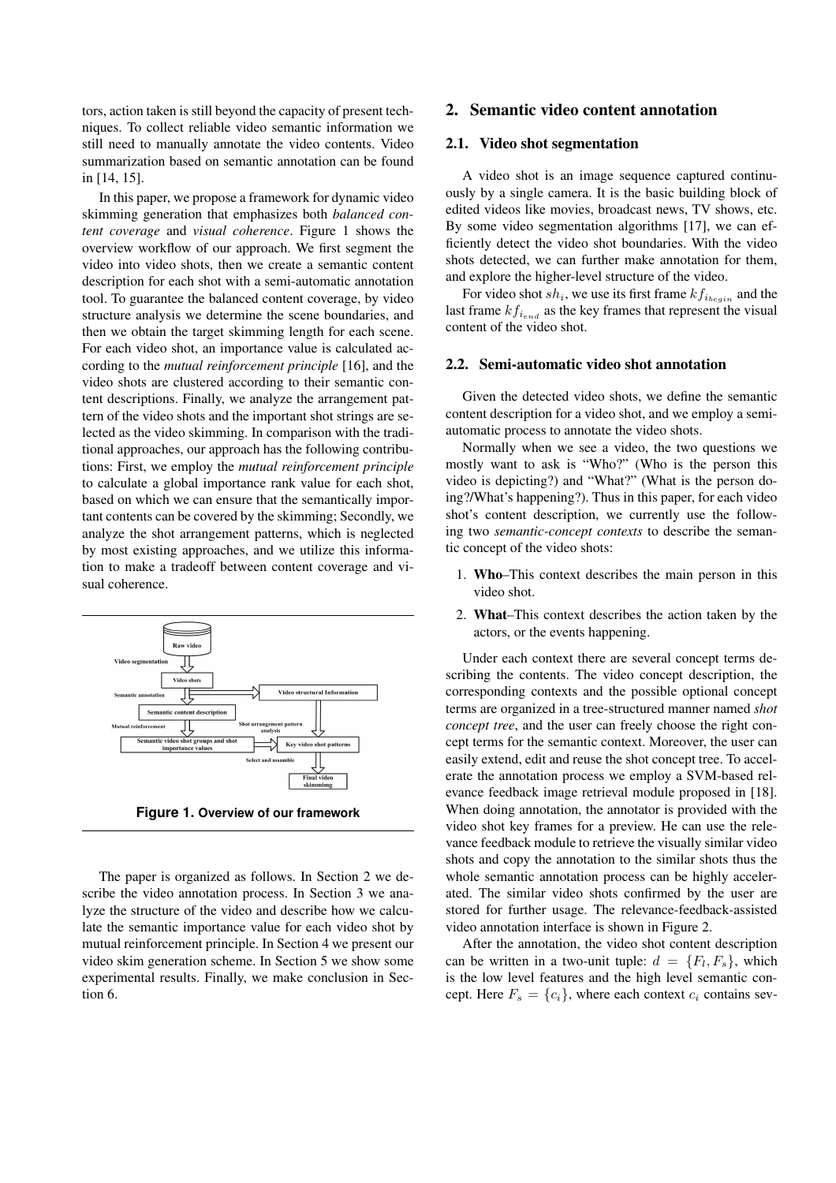tors, action taken is still beyond the capacity of present techniques. To collect reliable video semantic information we still need to manually annotate the video contents. Video summarization based on semantic annotation can be found in [14, 15].

In this paper, we propose a framework for dynamic video skimming generation that emphasizes both *balanced content coverage* and *visual coherence*. Figure 1 shows the overview workflow of our approach. We first segment the video into video shots, then we create a semantic content description for each shot with a semi-automatic annotation tool. To guarantee the balanced content coverage, by video structure analysis we determine the scene boundaries, and then we obtain the target skimming length for each scene. For each video shot, an importance value is calculated according to the *mutual reinforcement principle* [16], and the video shots are clustered according to their semantic content descriptions. Finally, we analyze the arrangement pattern of the video shots and the important shot strings are selected as the video skimming. In comparison with the traditional approaches, our approach has the following contributions: First, we employ the *mutual reinforcement principle* to calculate a global importance rank value for each shot, based on which we can ensure that the semantically important contents can be covered by the skimming; Secondly, we analyze the shot arrangement patterns, which is neglected by most existing approaches, and we utilize this information to make a tradeoff between content coverage and visual coherence.

**Figure 1. Overview of our framework**

The paper is organized as follows. In Section 2 we describe the video annotation process. In Section 3 we analyze the structure of the video and describe how we calculate the semantic importance value for each video shot by mutual reinforcement principle. In Section 4 we present our video skim generation scheme. In Section 5 we show some experimental results. Finally, we make conclusion in Section 6.

## 2. Semantic video content annotation

### 2.1. Video shot segmentation

A video shot is an image sequence captured continuously by a single camera. It is the basic building block of edited videos like movies, broadcast news, TV shows, etc. By some video segmentation algorithms [17], we can efficiently detect the video shot boundaries. With the video shots detected, we can further make annotation for them, and explore the higher-level structure of the video.

For video shot $sh_i$, we use its first frame $kf_{i_{begin}}$ and the last frame $kf_{i_{end}}$ as the key frames that represent the visual content of the video shot.

### 2.2. Semi-automatic video shot annotation

Given the detected video shots, we define the semantic content description for a video shot, and we employ a semi-automatic process to annotate the video shots.

Normally when we see a video, the two questions we mostly want to ask is "Who?" (Who is the person this video is depicting?) and "What?" (What is the person doing?/What's happening?). Thus in this paper, for each video shot's content description, we currently use the following two *semantic-concept contexts* to describe the semantic concept of the video shots:

1. **Who**–This context describes the main person in this video shot.
2. **What**–This context describes the action taken by the actors, or the events happening.

Under each context there are several concept terms describing the contents. The video concept description, the corresponding contexts and the possible optional concept terms are organized in a tree-structured manner named *shot concept tree*, and the user can freely choose the right concept terms for the semantic context. Moreover, the user can easily extend, edit and reuse the shot concept tree. To accelerate the annotation process we employ a SVM-based relevance feedback image retrieval module proposed in [18]. When doing annotation, the annotator is provided with the video shot key frames for a preview. He can use the relevance feedback module to retrieve the visually similar video shots and copy the annotation to the similar shots thus the whole semantic annotation process can be highly accelerated. The similar video shots confirmed by the user are stored for further usage. The relevance-feedback-assisted video annotation interface is shown in Figure 2.

After the annotation, the video shot content description can be written in a two-unit tuple: $d = \{F_l, F_s\}$, which is the low level features and the high level semantic concept. Here $F_s = \{c_i\}$, where each context $c_i$ contains sev-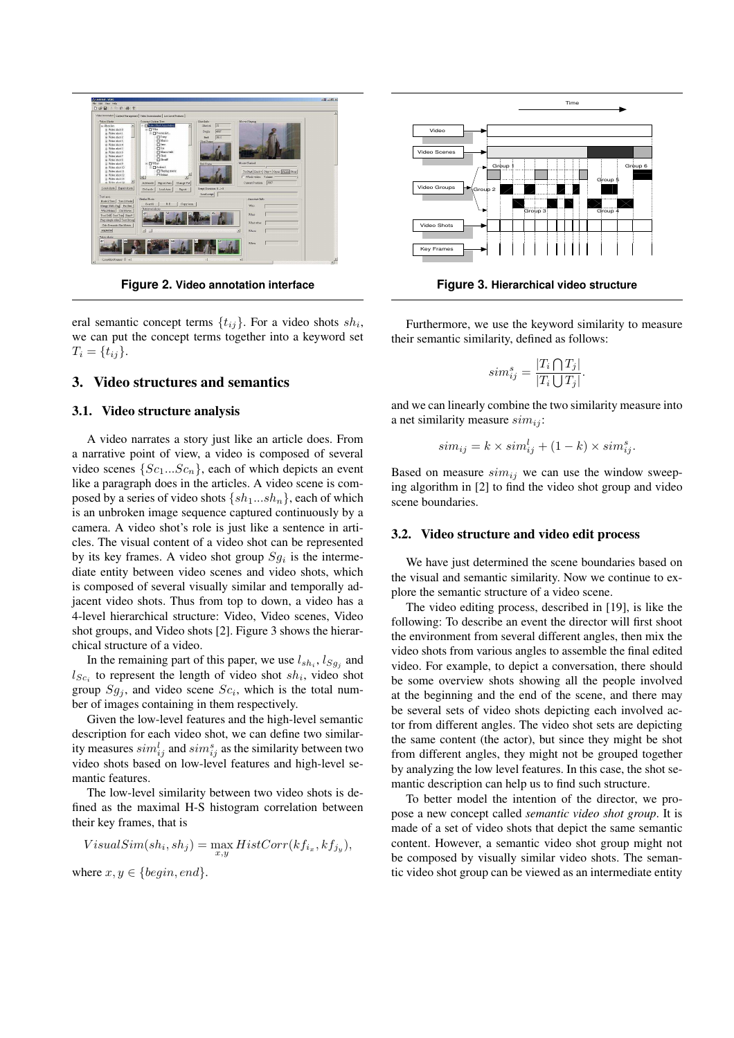Figure 2. Video annotation interface

Figure 3. Hierarchical video structure

eral semantic concept terms $\{t_{ij}\}$. For a video shots $sh_i$, we can put the concept terms together into a keyword set $T_i = \{t_{ij}\}$.

## 3. Video structures and semantics

### 3.1. Video structure analysis

A video narrates a story just like an article does. From a narrative point of view, a video is composed of several video scenes $\{Sc_1...Sc_n\}$, each of which depicts an event like a paragraph does in the articles. A video scene is composed by a series of video shots $\{sh_1...sh_n\}$, each of which is an unbroken image sequence captured continuously by a camera. A video shot's role is just like a sentence in articles. The visual content of a video shot can be represented by its key frames. A video shot group $Sg_i$ is the intermediate entity between video scenes and video shots, which is composed of several visually similar and temporally adjacent video shots. Thus from top to down, a video has a 4-level hierarchical structure: Video, Video scenes, Video shot groups, and Video shots [2]. Figure 3 shows the hierarchical structure of a video.

In the remaining part of this paper, we use $l_{sh_i}$, $l_{Sg_j}$ and $l_{Sc_i}$ to represent the length of video shot $sh_i$, video shot group $Sg_j$, and video scene $Sc_i$, which is the total number of images containing in them respectively.

Given the low-level features and the high-level semantic description for each video shot, we can define two similarity measures $sim^l_{ij}$ and $sim^s_{ij}$ as the similarity between two video shots based on low-level features and high-level semantic features.

The low-level similarity between two video shots is defined as the maximal H-S histogram correlation between their key frames, that is

$$VisualSim(sh_i, sh_j) = \max_{x,y} HistCorr(kf_{i_x}, kf_{j_y}),$$

where $x, y \in \{begin, end\}$.

Furthermore, we use the keyword similarity to measure their semantic similarity, defined as follows:

$$sim^s_{ij} = \frac{|T_i \bigcap T_j|}{|T_i \bigcup T_j|}.$$

and we can linearly combine the two similarity measure into a net similarity measure $sim_{ij}$:

$$sim_{ij} = k \times sim^l_{ij} + (1 - k) \times sim^s_{ij}.$$

Based on measure $sim_{ij}$ we can use the window sweeping algorithm in [2] to find the video shot group and video scene boundaries.

### 3.2. Video structure and video edit process

We have just determined the scene boundaries based on the visual and semantic similarity. Now we continue to explore the semantic structure of a video scene.

The video editing process, described in [19], is like the following: To describe an event the director will first shoot the environment from several different angles, then mix the video shots from various angles to assemble the final edited video. For example, to depict a conversation, there should be some overview shots showing all the people involved at the beginning and the end of the scene, and there may be several sets of video shots depicting each involved actor from different angles. The video shot sets are depicting the same content (the actor), but since they might be shot from different angles, they might not be grouped together by analyzing the low level features. In this case, the shot semantic description can help us to find such structure.

To better model the intention of the director, we propose a new concept called *semantic video shot group*. It is made of a set of video shots that depict the same semantic content. However, a semantic video shot group might not be composed by visually similar video shots. The semantic video shot group can be viewed as an intermediate entity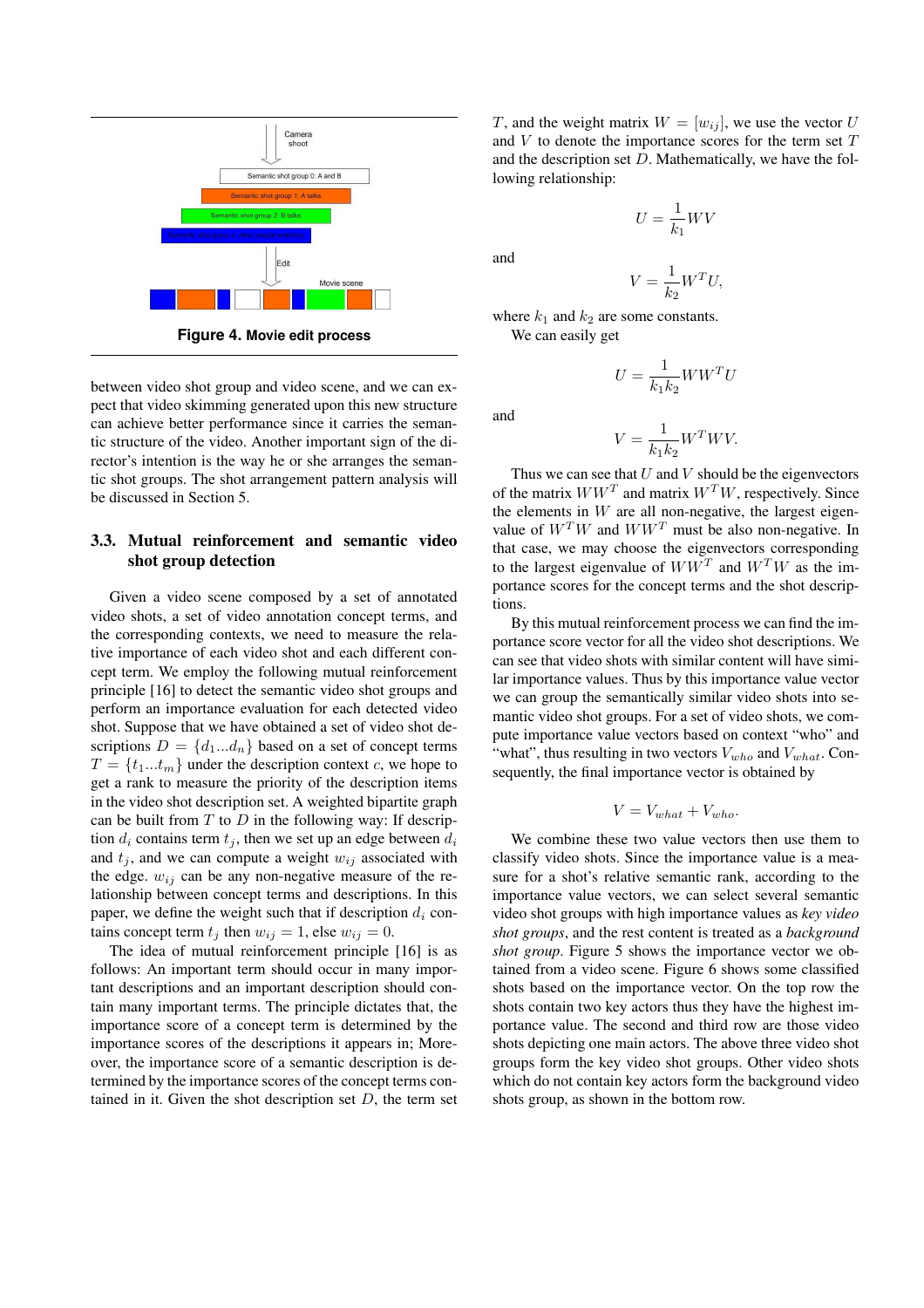Figure 4. Movie edit process

between video shot group and video scene, and we can expect that video skimming generated upon this new structure can achieve better performance since it carries the semantic structure of the video. Another important sign of the director's intention is the way he or she arranges the semantic shot groups. The shot arrangement pattern analysis will be discussed in Section 5.

### 3.3. Mutual reinforcement and semantic video shot group detection

Given a video scene composed by a set of annotated video shots, a set of video annotation concept terms, and the corresponding contexts, we need to measure the relative importance of each video shot and each different concept term. We employ the following mutual reinforcement principle [16] to detect the semantic video shot groups and perform an importance evaluation for each detected video shot. Suppose that we have obtained a set of video shot descriptions $D = \{d_1...d_n\}$ based on a set of concept terms $T = \{t_1...t_m\}$ under the description context $c$, we hope to get a rank to measure the priority of the description items in the video shot description set. A weighted bipartite graph can be built from $T$ to $D$ in the following way: If description $d_i$ contains term $t_j$, then we set up an edge between $d_i$ and $t_j$, and we can compute a weight $w_{ij}$ associated with the edge. $w_{ij}$ can be any non-negative measure of the relationship between concept terms and descriptions. In this paper, we define the weight such that if description $d_i$ contains concept term $t_j$ then $w_{ij} = 1$, else $w_{ij} = 0$.

The idea of mutual reinforcement principle [16] is as follows: An important term should occur in many important descriptions and an important description should contain many important terms. The principle dictates that, the importance score of a concept term is determined by the importance scores of the descriptions it appears in; Moreover, the importance score of a semantic description is determined by the importance scores of the concept terms contained in it. Given the shot description set $D$, the term set $T$, and the weight matrix $W = [w_{ij}]$, we use the vector $U$ and $V$ to denote the importance scores for the term set $T$ and the description set $D$. Mathematically, we have the following relationship:

$$U = \frac{1}{k_1} W V$$

and

$$V = \frac{1}{k_2} W^T U,$$

where $k_1$ and $k_2$ are some constants.

We can easily get

$$U = \frac{1}{k_1 k_2} W W^T U$$

and

$$V = \frac{1}{k_1 k_2} W^T W V.$$

Thus we can see that $U$ and $V$ should be the eigenvectors of the matrix $WW^T$ and matrix $W^T W$, respectively. Since the elements in $W$ are all non-negative, the largest eigenvalue of $W^T W$ and $WW^T$ must be also non-negative. In that case, we may choose the eigenvectors corresponding to the largest eigenvalue of $WW^T$ and $W^T W$ as the importance scores for the concept terms and the shot descriptions.

By this mutual reinforcement process we can find the importance score vector for all the video shot descriptions. We can see that video shots with similar content will have similar importance values. Thus by this importance value vector we can group the semantically similar video shots into semantic video shot groups. For a set of video shots, we can compute importance value vectors based on context "who" and "what", thus resulting in two vectors $V_{who}$ and $V_{what}$. Consequently, the final importance vector is obtained by

$$V = V_{what} + V_{who}.$$

We combine these two value vectors then use them to classify video shots. Since the importance value is a measure for a shot's relative semantic rank, according to the importance value vectors, we can select several semantic video shot groups with high importance values as *key video shot groups*, and the rest content is treated as a *background shot group*. Figure 5 shows the importance vector we obtained from a video scene. Figure 6 shows some classified shots based on the importance vector. On the top row the shots contain two key actors thus they have the highest importance value. The second and third row are those video shots depicting one main actors. The above three video shot groups form the key video shot groups. Other video shots which do not contain key actors form the background video shots group, as shown in the bottom row.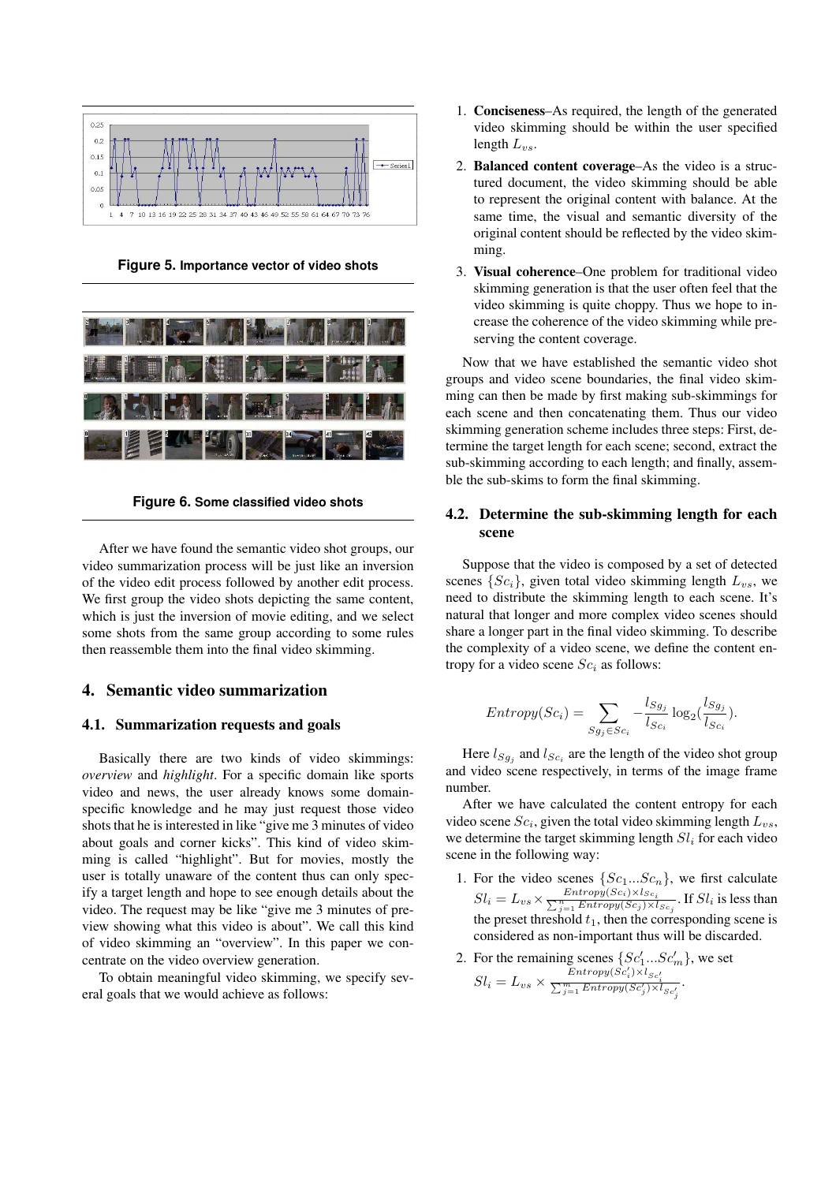Figure 5. Importance vector of video shots

Figure 6. Some classified video shots

After we have found the semantic video shot groups, our video summarization process will be just like an inversion of the video edit process followed by another edit process. We first group the video shots depicting the same content, which is just the inversion of movie editing, and we select some shots from the same group according to some rules then reassemble them into the final video skimming.

## 4. Semantic video summarization

### 4.1. Summarization requests and goals

Basically there are two kinds of video skimmings: *overview* and *highlight*. For a specific domain like sports video and news, the user already knows some domain-specific knowledge and he may just request those video shots that he is interested in like "give me 3 minutes of video about goals and corner kicks". This kind of video skimming is called "highlight". But for movies, mostly the user is totally unaware of the content thus can only specify a target length and hope to see enough details about the video. The request may be like "give me 3 minutes of preview showing what this video is about". We call this kind of video skimming an "overview". In this paper we concentrate on the video overview generation.

To obtain meaningful video skimming, we specify several goals that we would achieve as follows:

1. **Conciseness**–As required, the length of the generated video skimming should be within the user specified length $L_{vs}$.
2. **Balanced content coverage**–As the video is a structured document, the video skimming should be able to represent the original content with balance. At the same time, the visual and semantic diversity of the original content should be reflected by the video skimming.
3. **Visual coherence**–One problem for traditional video skimming generation is that the user often feel that the video skimming is quite choppy. Thus we hope to increase the coherence of the video skimming while preserving the content coverage.

Now that we have established the semantic video shot groups and video scene boundaries, the final video skimming can then be made by first making sub-skimmings for each scene and then concatenating them. Thus our video skimming generation scheme includes three steps: First, determine the target length for each scene; second, extract the sub-skimming according to each length; and finally, assemble the sub-skims to form the final skimming.

### 4.2. Determine the sub-skimming length for each scene

Suppose that the video is composed by a set of detected scenes $\{Sc_i\}$, given total video skimming length $L_{vs}$, we need to distribute the skimming length to each scene. It's natural that longer and more complex video scenes should share a longer part in the final video skimming. To describe the complexity of a video scene, we define the content entropy for a video scene $Sc_i$ as follows:

$$Entropy(Sc_i) = \sum_{Sg_j \in Sc_i} -\frac{l_{Sg_j}}{l_{Sc_i}} \log_2(\frac{l_{Sg_j}}{l_{Sc_i}}).$$

Here $l_{Sg_j}$ and $l_{Sc_i}$ are the length of the video shot group and video scene respectively, in terms of the image frame number.

After we have calculated the content entropy for each video scene $Sc_i$, given the total video skimming length $L_{vs}$, we determine the target skimming length $Sl_i$ for each video scene in the following way:

1. For the video scenes $\{Sc_1 ... Sc_n\}$, we first calculate $Sl_i = L_{vs} \times \frac{Entropy(Sc_i) \times l_{Sc_i}}{\sum_{j=1}^{n} Entropy(Sc_j) \times l_{Sc_j}}$. If $Sl_i$ is less than the preset threshold $t_1$, then the corresponding scene is considered as non-important thus will be discarded.
2. For the remaining scenes $\{Sc'_1 ... Sc'_m\}$, we set $Sl_i = L_{vs} \times \frac{Entropy(Sc'_i) \times l_{Sc'_i}}{\sum_{j=1}^{m} Entropy(Sc'_j) \times l_{Sc'_j}}$.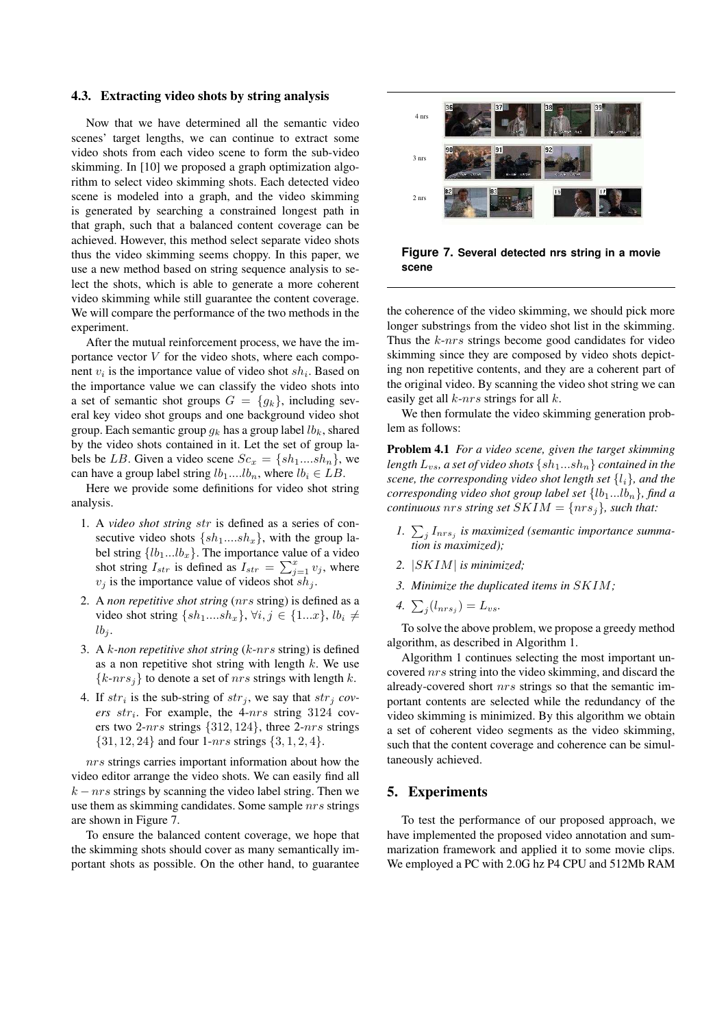### 4.3. Extracting video shots by string analysis

Now that we have determined all the semantic video scenes' target lengths, we can continue to extract some video shots from each video scene to form the sub-video skimming. In [10] we proposed a graph optimization algorithm to select video skimming shots. Each detected video scene is modeled into a graph, and the video skimming is generated by searching a constrained longest path in that graph, such that a balanced content coverage can be achieved. However, this method select separate video shots thus the video skimming seems choppy. In this paper, we use a new method based on string sequence analysis to select the shots, which is able to generate a more coherent video skimming while still guarantee the content coverage. We will compare the performance of the two methods in the experiment.

After the mutual reinforcement process, we have the importance vector $V$ for the video shots, where each component $v_i$ is the importance value of video shot $sh_i$. Based on the importance value we can classify the video shots into a set of semantic shot groups $G = \{g_k\}$, including several key video shot groups and one background video shot group. Each semantic group $g_k$ has a group label $lb_k$, shared by the video shots contained in it. Let the set of group labels be $LB$. Given a video scene $Sc_x = \{sh_1....sh_n\}$, we can have a group label string $lb_1....lb_n$, where $lb_i \in LB$.

Here we provide some definitions for video shot string analysis.

1. A *video shot string* $str$ is defined as a series of consecutive video shots $\{sh_1....sh_x\}$, with the group label string $\{lb_1...lb_x\}$. The importance value of a video shot string $I_{str}$ is defined as $I_{str} = \sum_{j=1}^{x} v_j$, where $v_j$ is the importance value of videos shot $sh_j$.
2. A *non repetitive shot string* ($nrs$ string) is defined as a video shot string $\{sh_1....sh_x\}$, $\forall i, j \in \{1...x\}$, $lb_i \neq lb_j$.
3. A *k-non repetitive shot string* ($k$-$nrs$ string) is defined as a non repetitive shot string with length $k$. We use $\{k\text{-}nrs_j\}$ to denote a set of $nrs$ strings with length $k$.
4. If $str_i$ is the sub-string of $str_j$, we say that $str_j$ *covers* $str_i$. For example, the 4-$nrs$ string 3124 covers two 2-$nrs$ strings $\{312, 124\}$, three 2-$nrs$ strings $\{31, 12, 24\}$ and four 1-$nrs$ strings $\{3, 1, 2, 4\}$.

$nrs$ strings carries important information about how the video editor arrange the video shots. We can easily find all $k - nrs$ strings by scanning the video label string. Then we use them as skimming candidates. Some sample $nrs$ strings are shown in Figure 7.

To ensure the balanced content coverage, we hope that the skimming shots should cover as many semantically important shots as possible. On the other hand, to guarantee the coherence of the video skimming, we should pick more longer substrings from the video shot list in the skimming. Thus the $k$-$nrs$ strings become good candidates for video skimming since they are composed by video shots depicting non repetitive contents, and they are a coherent part of the original video. By scanning the video shot string we can easily get all $k$-$nrs$ strings for all $k$.

**Figure 7. Several detected nrs string in a movie scene**

We then formulate the video skimming generation problem as follows:

**Problem 4.1** *For a video scene, given the target skimming length $L_{vs}$, a set of video shots $\{sh_1...sh_n\}$ contained in the scene, the corresponding video shot length set $\{l_i\}$, and the corresponding video shot group label set $\{lb_1...lb_n\}$, find a continuous $nrs$ string set $SKIM = \{nrs_j\}$, such that:*

1. *$\sum_j I_{nrs_j}$ is maximized (semantic importance summation is maximized);*
2. *$|SKIM|$ is minimized;*
3. *Minimize the duplicated items in $SKIM$;*
4. *$\sum_j (l_{nrs_j}) = L_{vs}$.*

To solve the above problem, we propose a greedy method algorithm, as described in Algorithm 1.

Algorithm 1 continues selecting the most important uncovered $nrs$ string into the video skimming, and discard the already-covered short $nrs$ strings so that the semantic important contents are selected while the redundancy of the video skimming is minimized. By this algorithm we obtain a set of coherent video segments as the video skimming, such that the content coverage and coherence can be simultaneously achieved.

## 5. Experiments

To test the performance of our proposed approach, we have implemented the proposed video annotation and summarization framework and applied it to some movie clips. We employed a PC with 2.0G hz P4 CPU and 512Mb RAM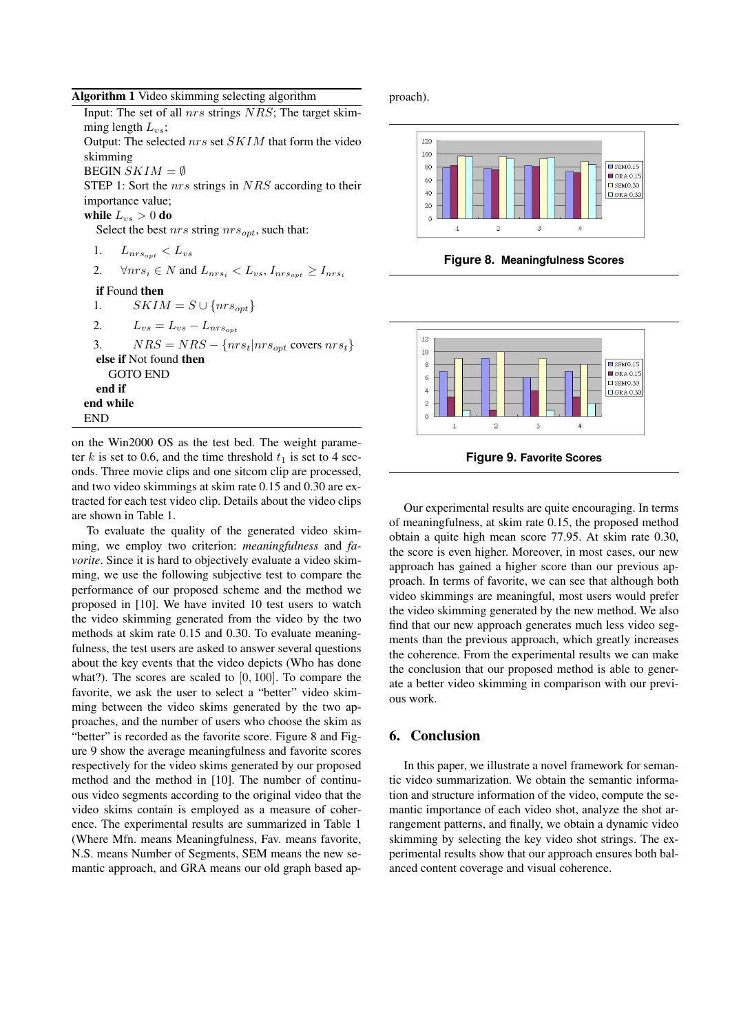**Algorithm 1** Video skimming selecting algorithm

Input: The set of all $nrs$ strings $NRS$; The target skimming length $L_{vs}$;

Output: The selected $nrs$ set $SKIM$ that form the video skimming

BEGIN $SKIM = \emptyset$

STEP 1: Sort the $nrs$ strings in $NRS$ according to their importance value;

**while** $L_{vs} > 0$ **do**

Select the best $nrs$ string $nrs_{opt}$, such that:

1. $L_{nrs_{opt}} < L_{vs}$
2. $\forall nrs_i \in N$ and $L_{nrs_i} < L_{vs}$, $I_{nrs_{opt}} \geq I_{nrs_i}$

**if** Found **then**

1. $SKIM = S \cup \{nrs_{opt}\}$
2. $L_{vs} = L_{vs} - L_{nrs_{opt}}$
3. $NRS = NRS - \{nrs_t | nrs_{opt}$ covers $nrs_t\}$

**else if** Not found **then**

GOTO END

**end if**

**end while**

END

on the Win2000 OS as the test bed. The weight parameter $k$ is set to 0.6, and the time threshold $t_1$ is set to 4 seconds. Three movie clips and one sitcom clip are processed, and two video skimmings at skim rate 0.15 and 0.30 are extracted for each test video clip. Details about the video clips are shown in Table 1.

To evaluate the quality of the generated video skimming, we employ two criterion: *meaningfulness* and *favorite*. Since it is hard to objectively evaluate a video skimming, we use the following subjective test to compare the performance of our proposed scheme and the method we proposed in [10]. We have invited 10 test users to watch the video skimming generated from the video by the two methods at skim rate 0.15 and 0.30. To evaluate meaningfulness, the test users are asked to answer several questions about the key events that the video depicts (Who has done what?). The scores are scaled to $[0, 100]$. To compare the favorite, we ask the user to select a "better" video skimming between the video skims generated by the two approaches, and the number of users who choose the skim as "better" is recorded as the favorite score. Figure 8 and Figure 9 show the average meaningfulness and favorite scores respectively for the video skims generated by our proposed method and the method in [10]. The number of continuous video segments according to the original video that the video skims contain is employed as a measure of coherence. The experimental results are summarized in Table 1 (Where Mfn. means Meaningfulness, Fav. means favorite, N.S. means Number of Segments, SEM means the new semantic approach, and GRA means our old graph based approach).

**Figure 8. Meaningfulness Scores**

**Figure 9. Favorite Scores**

Our experimental results are quite encouraging. In terms of meaningfulness, at skim rate 0.15, the proposed method obtain a quite high mean score 77.95. At skim rate 0.30, the score is even higher. Moreover, in most cases, our new approach has gained a higher score than our previous approach. In terms of favorite, we can see that although both video skimmings are meaningful, most users would prefer the video skimming generated by the new method. We also find that our new approach generates much less video segments than the previous approach, which greatly increases the coherence. From the experimental results we can make the conclusion that our proposed method is able to generate a better video skimming in comparison with our previous work.

## 6. Conclusion

In this paper, we illustrate a novel framework for semantic video summarization. We obtain the semantic information and structure information of the video, compute the semantic importance of each video shot, analyze the shot arrangement patterns, and finally, we obtain a dynamic video skimming by selecting the key video shot strings. The experimental results show that our approach ensures both balanced content coverage and visual coherence.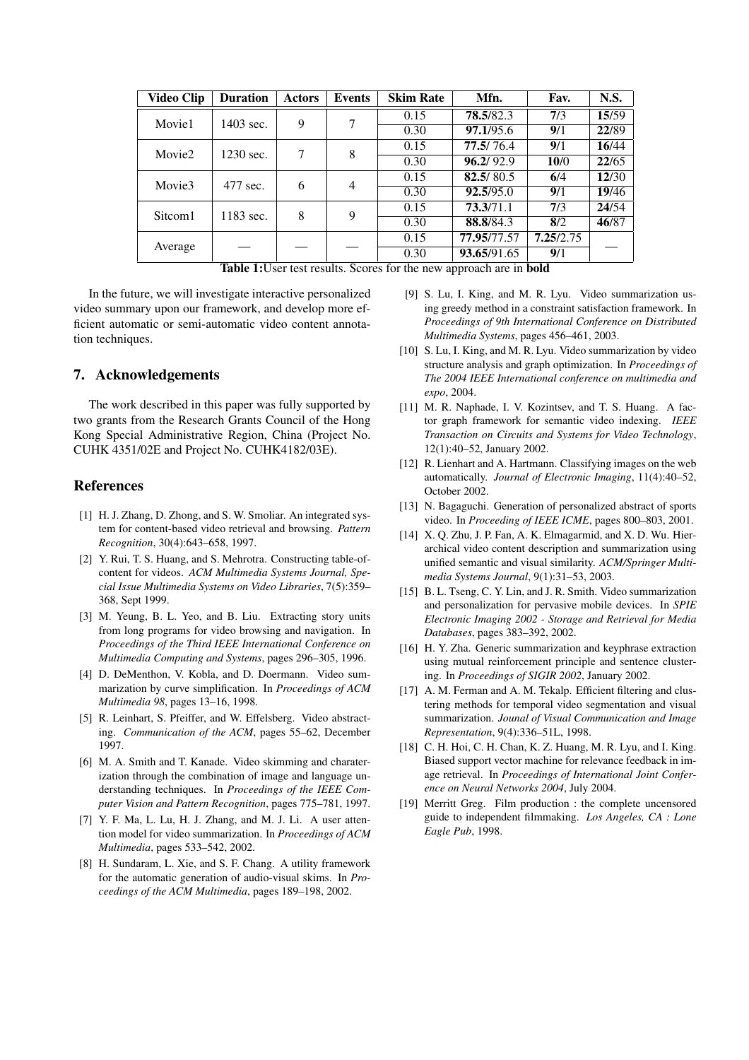| Video Clip | Duration | Actors | Events | Skim Rate | Mfn. | Fav. | N.S. |
|---|---|---|---|---|---|---|---|
| Movie1 | 1403 sec. | 9 | 7 | 0.15 | **78.5**/82.3 | **7**/3 | **15**/59 |
| | | | | 0.30 | **97.1**/95.6 | **9**/1 | **22**/89 |
| Movie2 | 1230 sec. | 7 | 8 | 0.15 | **77.5**/ 76.4 | **9**/1 | **16**/44 |
| | | | | 0.30 | **96.2**/ 92.9 | **10**/0 | **22**/65 |
| Movie3 | 477 sec. | 6 | 4 | 0.15 | **82.5**/ 80.5 | **6**/4 | **12**/30 |
| | | | | 0.30 | **92.5**/95.0 | **9**/1 | **19**/46 |
| Sitcom1 | 1183 sec. | 8 | 9 | 0.15 | **73.3**/71.1 | **7**/3 | **24**/54 |
| | | | | 0.30 | **88.8**/84.3 | **8**/2 | **46**/87 |
| Average | — | — | — | 0.15 | **77.95**/77.57 | **7.25**/2.75 | — |
| | | | | 0.30 | **93.65**/91.65 | **9**/1 | |

**Table 1:**User test results. Scores for the new approach are in **bold**

In the future, we will investigate interactive personalized video summary upon our framework, and develop more efficient automatic or semi-automatic video content annotation techniques.

## 7. Acknowledgements

The work described in this paper was fully supported by two grants from the Research Grants Council of the Hong Kong Special Administrative Region, China (Project No. CUHK 4351/02E and Project No. CUHK4182/03E).

## References

[1] H. J. Zhang, D. Zhong, and S. W. Smoliar. An integrated system for content-based video retrieval and browsing. *Pattern Recognition*, 30(4):643–658, 1997.

[2] Y. Rui, T. S. Huang, and S. Mehrotra. Constructing table-of-content for videos. *ACM Multimedia Systems Journal, Special Issue Multimedia Systems on Video Libraries*, 7(5):359–368, Sept 1999.

[3] M. Yeung, B. L. Yeo, and B. Liu. Extracting story units from long programs for video browsing and navigation. In *Proceedings of the Third IEEE International Conference on Multimedia Computing and Systems*, pages 296–305, 1996.

[4] D. DeMenthon, V. Kobla, and D. Doermann. Video summarization by curve simplification. In *Proceedings of ACM Multimedia 98*, pages 13–16, 1998.

[5] R. Leinhart, S. Pfeiffer, and W. Effelsberg. Video abstracting. *Communication of the ACM*, pages 55–62, December 1997.

[6] M. A. Smith and T. Kanade. Video skimming and charaterization through the combination of image and language understanding techniques. In *Proceedings of the IEEE Computer Vision and Pattern Recognition*, pages 775–781, 1997.

[7] Y. F. Ma, L. Lu, H. J. Zhang, and M. J. Li. A user attention model for video summarization. In *Proceedings of ACM Multimedia*, pages 533–542, 2002.

[8] H. Sundaram, L. Xie, and S. F. Chang. A utility framework for the automatic generation of audio-visual skims. In *Proceedings of the ACM Multimedia*, pages 189–198, 2002.

[9] S. Lu, I. King, and M. R. Lyu. Video summarization using greedy method in a constraint satisfaction framework. In *Proceedings of 9th International Conference on Distributed Multimedia Systems*, pages 456–461, 2003.

[10] S. Lu, I. King, and M. R. Lyu. Video summarization by video structure analysis and graph optimization. In *Proceedings of The 2004 IEEE International conference on multimedia and expo*, 2004.

[11] M. R. Naphade, I. V. Kozintsev, and T. S. Huang. A factor graph framework for semantic video indexing. *IEEE Transaction on Circuits and Systems for Video Technology*, 12(1):40–52, January 2002.

[12] R. Lienhart and A. Hartmann. Classifying images on the web automatically. *Journal of Electronic Imaging*, 11(4):40–52, October 2002.

[13] N. Bagaguchi. Generation of personalized abstract of sports video. In *Proceeding of IEEE ICME*, pages 800–803, 2001.

[14] X. Q. Zhu, J. P. Fan, A. K. Elmagarmid, and X. D. Wu. Hierarchical video content description and summarization using unified semantic and visual similarity. *ACM/Springer Multimedia Systems Journal*, 9(1):31–53, 2003.

[15] B. L. Tseng, C. Y. Lin, and J. R. Smith. Video summarization and personalization for pervasive mobile devices. In *SPIE Electronic Imaging 2002 - Storage and Retrieval for Media Databases*, pages 383–392, 2002.

[16] H. Y. Zha. Generic summarization and keyphrase extraction using mutual reinforcement principle and sentence clustering. In *Proceedings of SIGIR 2002*, January 2002.

[17] A. M. Ferman and A. M. Tekalp. Efficient filtering and clustering methods for temporal video segmentation and visual summarization. *Jounal of Visual Communication and Image Representation*, 9(4):336–51L, 1998.

[18] C. H. Hoi, C. H. Chan, K. Z. Huang, M. R. Lyu, and I. King. Biased support vector machine for relevance feedback in image retrieval. In *Proceedings of International Joint Conference on Neural Networks 2004*, July 2004.

[19] Merritt Greg. Film production : the complete uncensored guide to independent filmmaking. *Los Angeles, CA : Lone Eagle Pub*, 1998.